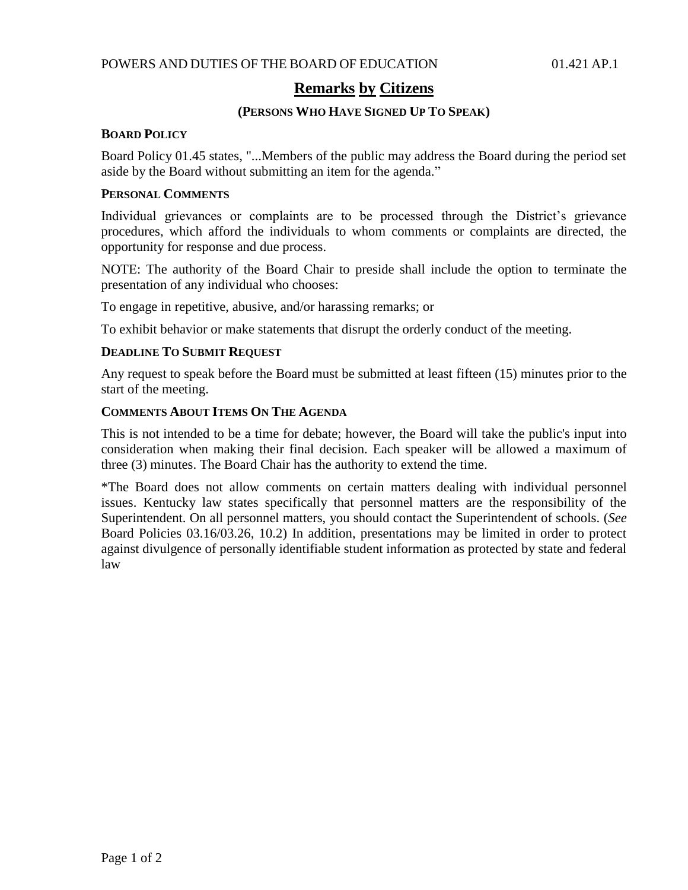# Remarks by Citizens

## (Persons Who Have Signed Up To Speak)

### Board Policy

Board Policy 01.45 states, "...Members of the public may address the Board during the period set aside by the Board without submitting an item for the agenda."

### Personal Comments

Individual grievances or complaints are to be processed through the District's grievance procedures, which afford the individuals to whom comments or complaints are directed, the opportunity for response and due process.

NOTE: The authority of the Board Chair to preside shall include the option to terminate the presentation of any individual who chooses:

To engage in repetitive, abusive, and/or harassing remarks; or

To exhibit behavior or make statements that disrupt the orderly conduct of the meeting.

### Deadline To Submit Request

Any request to speak before the Board must be submitted at least fifteen (15) minutes prior to the start of the meeting.

### Comments About Items On The Agenda

This is not intended to be a time for debate; however, the Board will take the public's input into consideration when making their final decision. Each speaker will be allowed a maximum of three (3) minutes. The Board Chair has the authority to extend the time.

*The Board does not allow comments on certain matters dealing with individual personnel issues. Kentucky law states specifically that personnel matters are the responsibility of the Superintendent. On all personnel matters, you should contact the Superintendent of schools. (*See* Board Policies 03.16/03.26, 10.2) In addition, presentations may be limited in order to protect against divulgence of personally identifiable student information as protected by state and federal law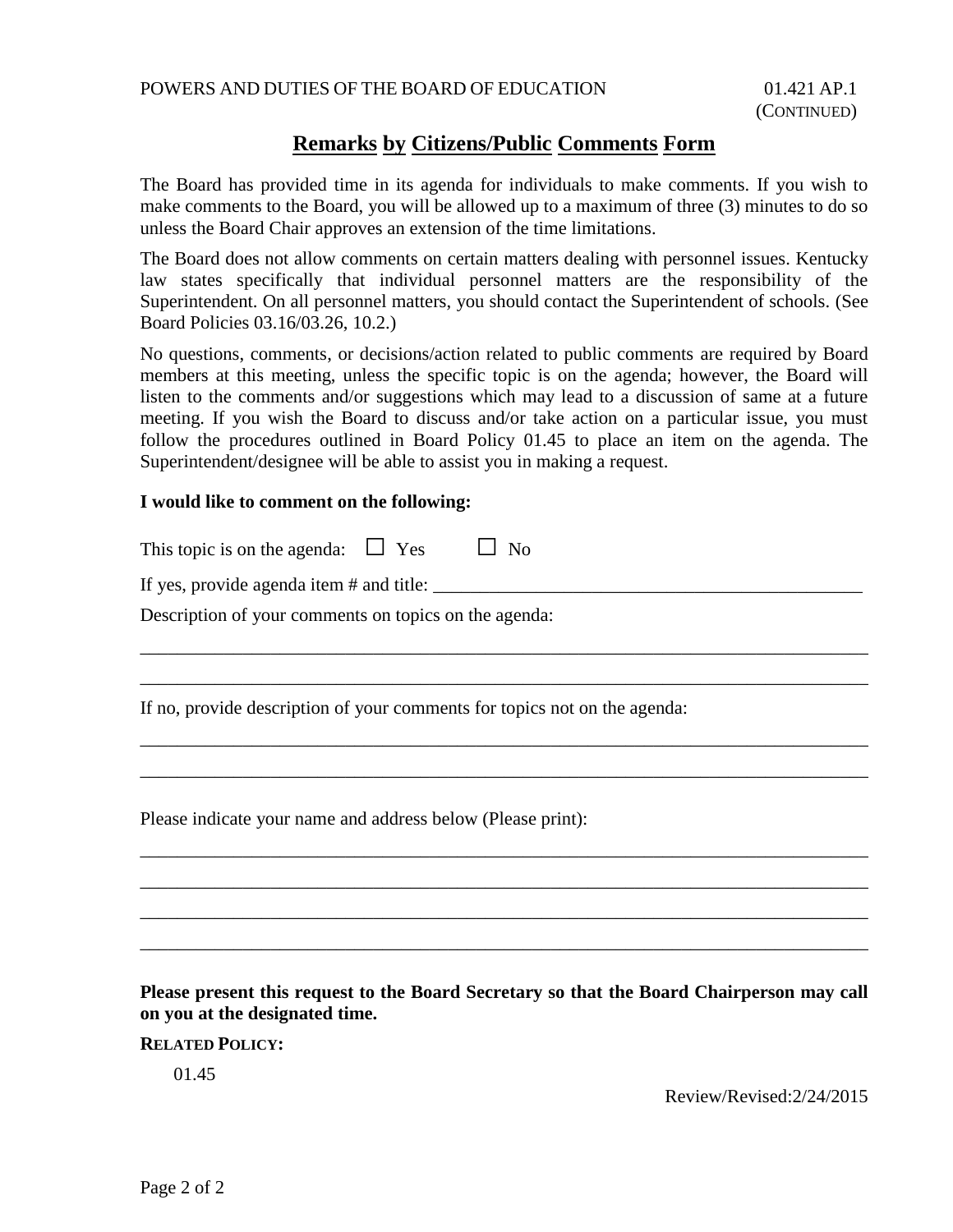## Remarks by Citizens/Public Comments Form

The Board has provided time in its agenda for individuals to make comments. If you wish to make comments to the Board, you will be allowed up to a maximum of three (3) minutes to do so unless the Board Chair approves an extension of the time limitations.

The Board does not allow comments on certain matters dealing with personnel issues. Kentucky law states specifically that individual personnel matters are the responsibility of the Superintendent. On all personnel matters, you should contact the Superintendent of schools. (See Board Policies 03.16/03.26, 10.2.)

No questions, comments, or decisions/action related to public comments are required by Board members at this meeting, unless the specific topic is on the agenda; however, the Board will listen to the comments and/or suggestions which may lead to a discussion of same at a future meeting. If you wish the Board to discuss and/or take action on a particular issue, you must follow the procedures outlined in Board Policy 01.45 to place an item on the agenda. The Superintendent/designee will be able to assist you in making a request.

**I would like to comment on the following:**

This topic is on the agenda: ☐ Yes ☐ No

If yes, provide agenda item # and title: _______________________________________________

Description of your comments on topics on the agenda:

_______________________________________________________________________________

_______________________________________________________________________________

If no, provide description of your comments for topics not on the agenda:

_______________________________________________________________________________

_______________________________________________________________________________

Please indicate your name and address below (Please print):

_______________________________________________________________________________

_______________________________________________________________________________

_______________________________________________________________________________

_______________________________________________________________________________

**Please present this request to the Board Secretary so that the Board Chairperson may call on you at the designated time.**

**RELATED POLICY:**

01.45

Review/Revised:2/24/2015